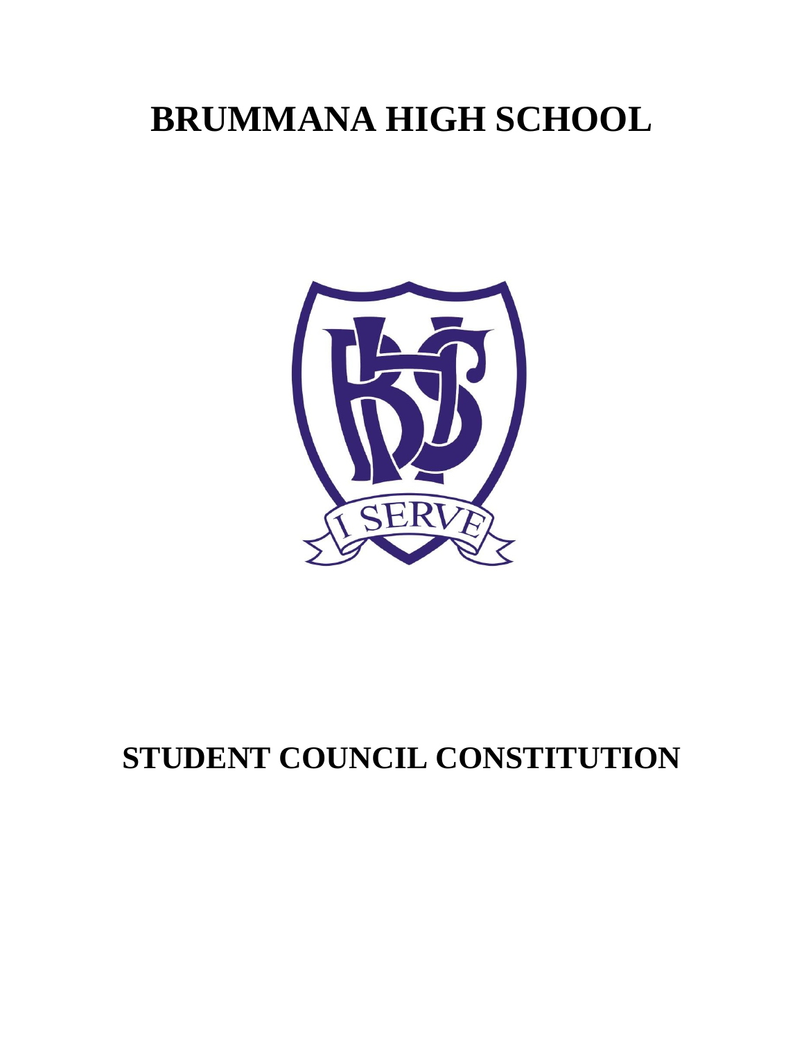# BRUMMANA HIGH SCHOOL

# STUDENT COUNCIL CONSTITUTION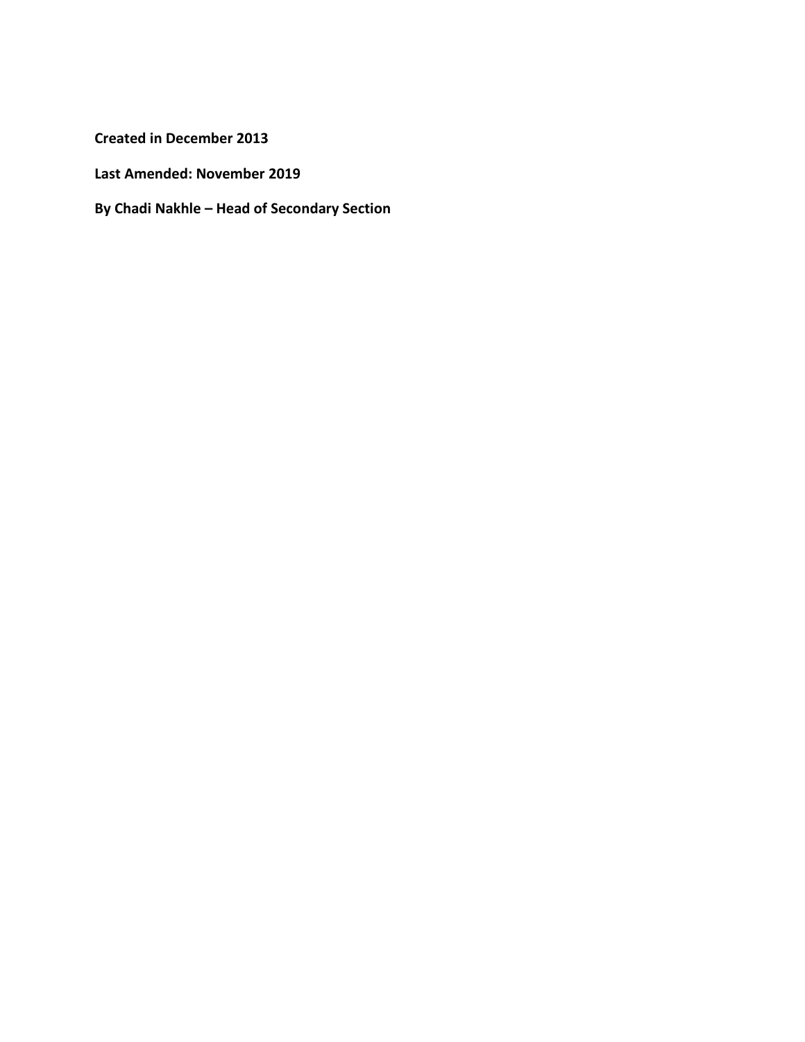**Created in December 2013**

**Last Amended: November 2019**

**By Chadi Nakhle – Head of Secondary Section**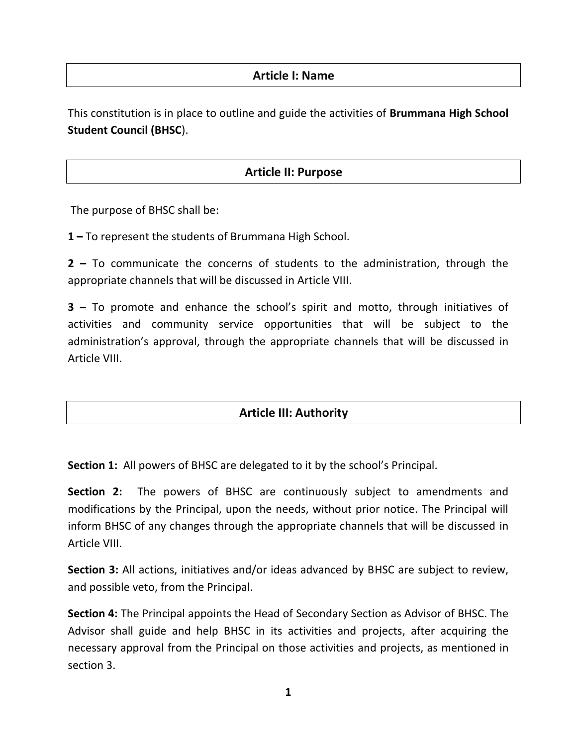## Article I: Name

This constitution is in place to outline and guide the activities of **Brummana High School Student Council (BHSC)**.

## Article II: Purpose

The purpose of BHSC shall be:

**1 –** To represent the students of Brummana High School.

**2 –** To communicate the concerns of students to the administration, through the appropriate channels that will be discussed in Article VIII.

**3 –** To promote and enhance the school's spirit and motto, through initiatives of activities and community service opportunities that will be subject to the administration's approval, through the appropriate channels that will be discussed in Article VIII.

## Article III: Authority

**Section 1:** All powers of BHSC are delegated to it by the school's Principal.

**Section 2:** The powers of BHSC are continuously subject to amendments and modifications by the Principal, upon the needs, without prior notice. The Principal will inform BHSC of any changes through the appropriate channels that will be discussed in Article VIII.

**Section 3:** All actions, initiatives and/or ideas advanced by BHSC are subject to review, and possible veto, from the Principal.

**Section 4:** The Principal appoints the Head of Secondary Section as Advisor of BHSC. The Advisor shall guide and help BHSC in its activities and projects, after acquiring the necessary approval from the Principal on those activities and projects, as mentioned in section 3.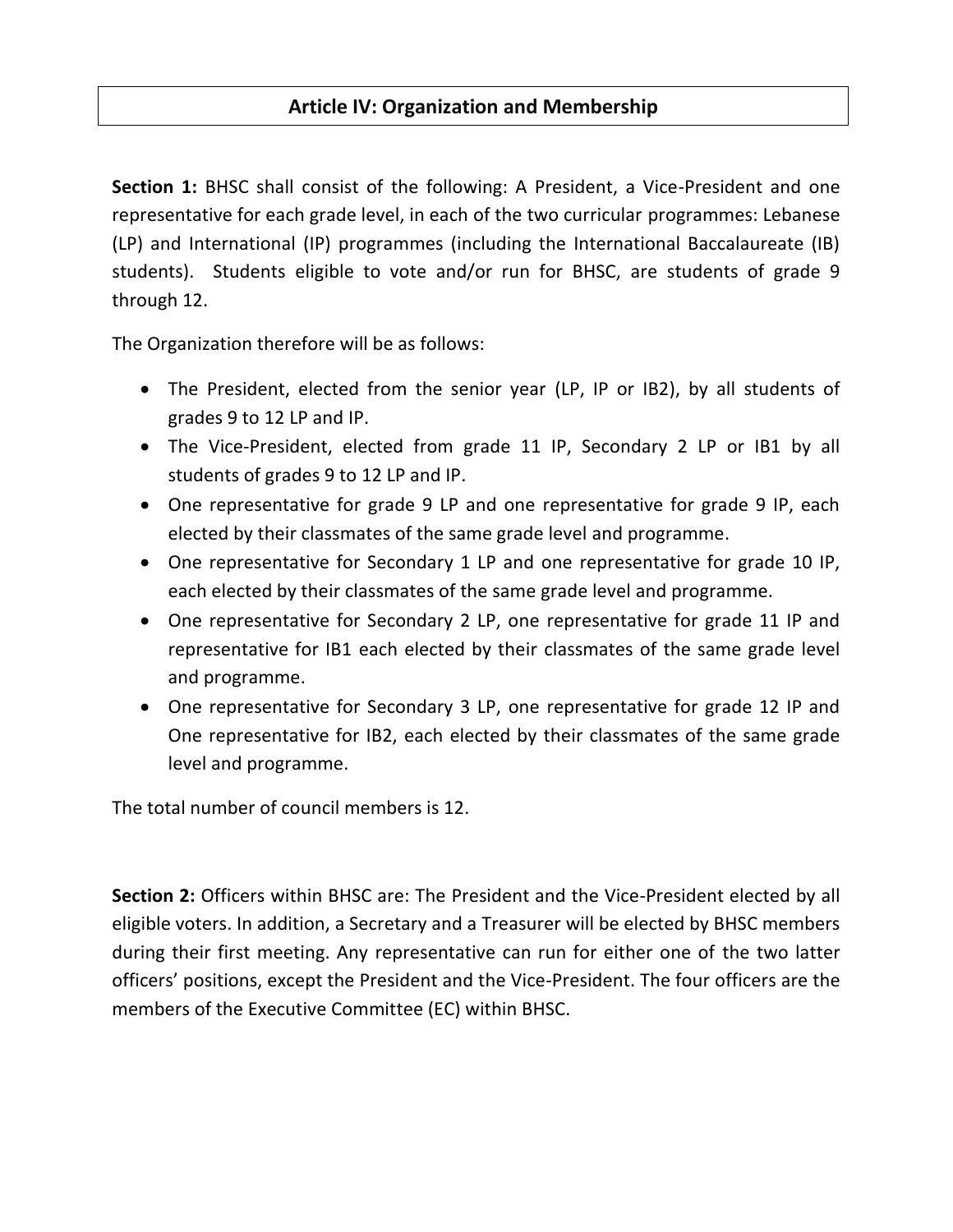## Article IV: Organization and Membership

**Section 1:** BHSC shall consist of the following: A President, a Vice-President and one representative for each grade level, in each of the two curricular programmes: Lebanese (LP) and International (IP) programmes (including the International Baccalaureate (IB) students). Students eligible to vote and/or run for BHSC, are students of grade 9 through 12.

The Organization therefore will be as follows:

- The President, elected from the senior year (LP, IP or IB2), by all students of grades 9 to 12 LP and IP.
- The Vice-President, elected from grade 11 IP, Secondary 2 LP or IB1 by all students of grades 9 to 12 LP and IP.
- One representative for grade 9 LP and one representative for grade 9 IP, each elected by their classmates of the same grade level and programme.
- One representative for Secondary 1 LP and one representative for grade 10 IP, each elected by their classmates of the same grade level and programme.
- One representative for Secondary 2 LP, one representative for grade 11 IP and representative for IB1 each elected by their classmates of the same grade level and programme.
- One representative for Secondary 3 LP, one representative for grade 12 IP and One representative for IB2, each elected by their classmates of the same grade level and programme.

The total number of council members is 12.

**Section 2:** Officers within BHSC are: The President and the Vice-President elected by all eligible voters. In addition, a Secretary and a Treasurer will be elected by BHSC members during their first meeting. Any representative can run for either one of the two latter officers' positions, except the President and the Vice-President. The four officers are the members of the Executive Committee (EC) within BHSC.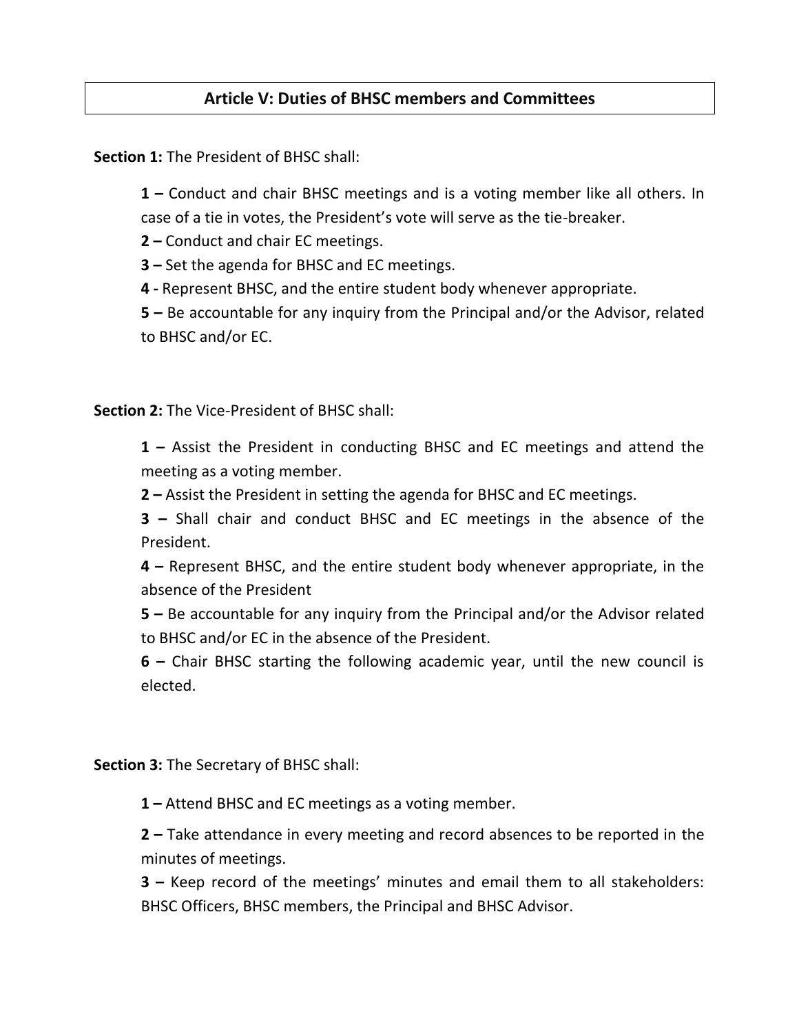## Article V: Duties of BHSC members and Committees

**Section 1:** The President of BHSC shall:

> **1 –** Conduct and chair BHSC meetings and is a voting member like all others. In case of a tie in votes, the President's vote will serve as the tie-breaker.
>
> **2 –** Conduct and chair EC meetings.
>
> **3 –** Set the agenda for BHSC and EC meetings.
>
> **4 -** Represent BHSC, and the entire student body whenever appropriate.
>
> **5 –** Be accountable for any inquiry from the Principal and/or the Advisor, related to BHSC and/or EC.

**Section 2:** The Vice-President of BHSC shall:

> **1 –** Assist the President in conducting BHSC and EC meetings and attend the meeting as a voting member.
>
> **2 –** Assist the President in setting the agenda for BHSC and EC meetings.
>
> **3 –** Shall chair and conduct BHSC and EC meetings in the absence of the President.
>
> **4 –** Represent BHSC, and the entire student body whenever appropriate, in the absence of the President
>
> **5 –** Be accountable for any inquiry from the Principal and/or the Advisor related to BHSC and/or EC in the absence of the President.
>
> **6 –** Chair BHSC starting the following academic year, until the new council is elected.

**Section 3:** The Secretary of BHSC shall:

> **1 –** Attend BHSC and EC meetings as a voting member.
>
> **2 –** Take attendance in every meeting and record absences to be reported in the minutes of meetings.
>
> **3 –** Keep record of the meetings' minutes and email them to all stakeholders: BHSC Officers, BHSC members, the Principal and BHSC Advisor.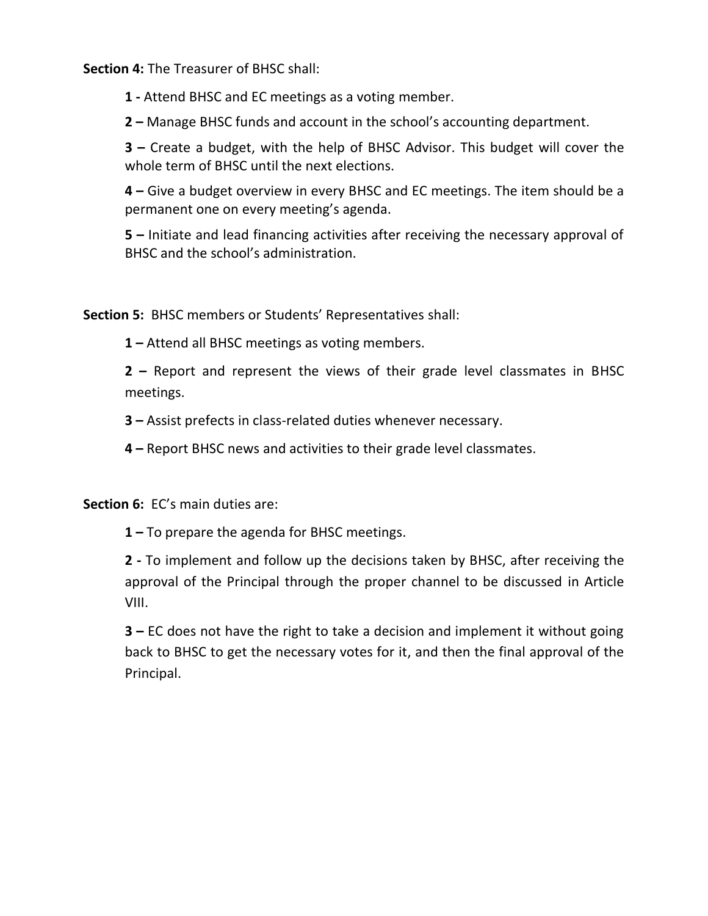**Section 4:** The Treasurer of BHSC shall:

> **1 -** Attend BHSC and EC meetings as a voting member.
>
> **2 –** Manage BHSC funds and account in the school's accounting department.
>
> **3 –** Create a budget, with the help of BHSC Advisor. This budget will cover the whole term of BHSC until the next elections.
>
> **4 –** Give a budget overview in every BHSC and EC meetings. The item should be a permanent one on every meeting's agenda.
>
> **5 –** Initiate and lead financing activities after receiving the necessary approval of BHSC and the school's administration.

**Section 5:** BHSC members or Students' Representatives shall:

> **1 –** Attend all BHSC meetings as voting members.
>
> **2 –** Report and represent the views of their grade level classmates in BHSC meetings.
>
> **3 –** Assist prefects in class-related duties whenever necessary.
>
> **4 –** Report BHSC news and activities to their grade level classmates.

**Section 6:** EC's main duties are:

> **1 –** To prepare the agenda for BHSC meetings.
>
> **2 -** To implement and follow up the decisions taken by BHSC, after receiving the approval of the Principal through the proper channel to be discussed in Article VIII.
>
> **3 –** EC does not have the right to take a decision and implement it without going back to BHSC to get the necessary votes for it, and then the final approval of the Principal.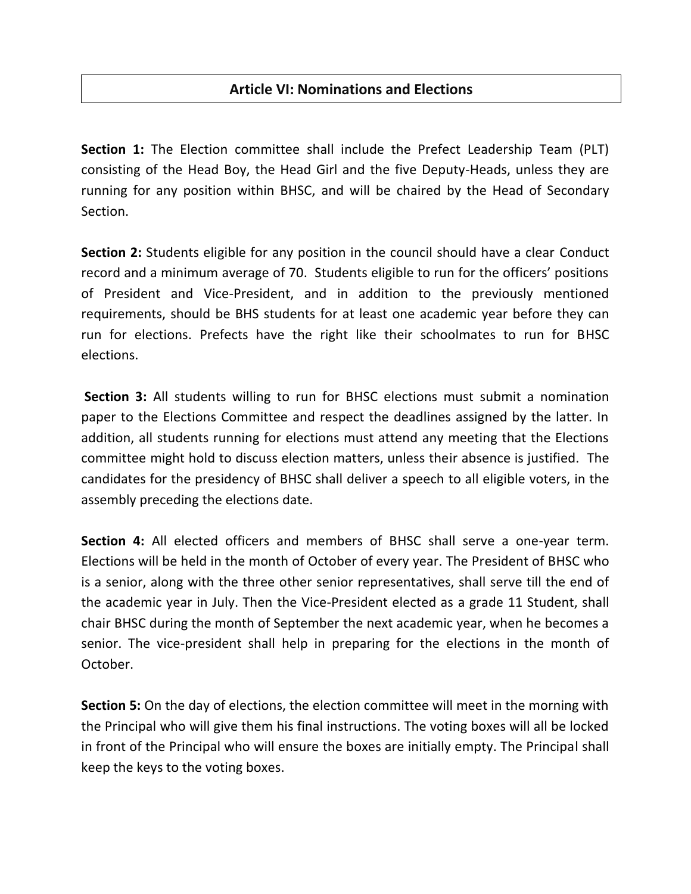## Article VI: Nominations and Elections

**Section 1:** The Election committee shall include the Prefect Leadership Team (PLT) consisting of the Head Boy, the Head Girl and the five Deputy-Heads, unless they are running for any position within BHSC, and will be chaired by the Head of Secondary Section.

**Section 2:** Students eligible for any position in the council should have a clear Conduct record and a minimum average of 70. Students eligible to run for the officers' positions of President and Vice-President, and in addition to the previously mentioned requirements, should be BHS students for at least one academic year before they can run for elections. Prefects have the right like their schoolmates to run for BHSC elections.

**Section 3:** All students willing to run for BHSC elections must submit a nomination paper to the Elections Committee and respect the deadlines assigned by the latter. In addition, all students running for elections must attend any meeting that the Elections committee might hold to discuss election matters, unless their absence is justified. The candidates for the presidency of BHSC shall deliver a speech to all eligible voters, in the assembly preceding the elections date.

**Section 4:** All elected officers and members of BHSC shall serve a one-year term. Elections will be held in the month of October of every year. The President of BHSC who is a senior, along with the three other senior representatives, shall serve till the end of the academic year in July. Then the Vice-President elected as a grade 11 Student, shall chair BHSC during the month of September the next academic year, when he becomes a senior. The vice-president shall help in preparing for the elections in the month of October.

**Section 5:** On the day of elections, the election committee will meet in the morning with the Principal who will give them his final instructions. The voting boxes will all be locked in front of the Principal who will ensure the boxes are initially empty. The Principal shall keep the keys to the voting boxes.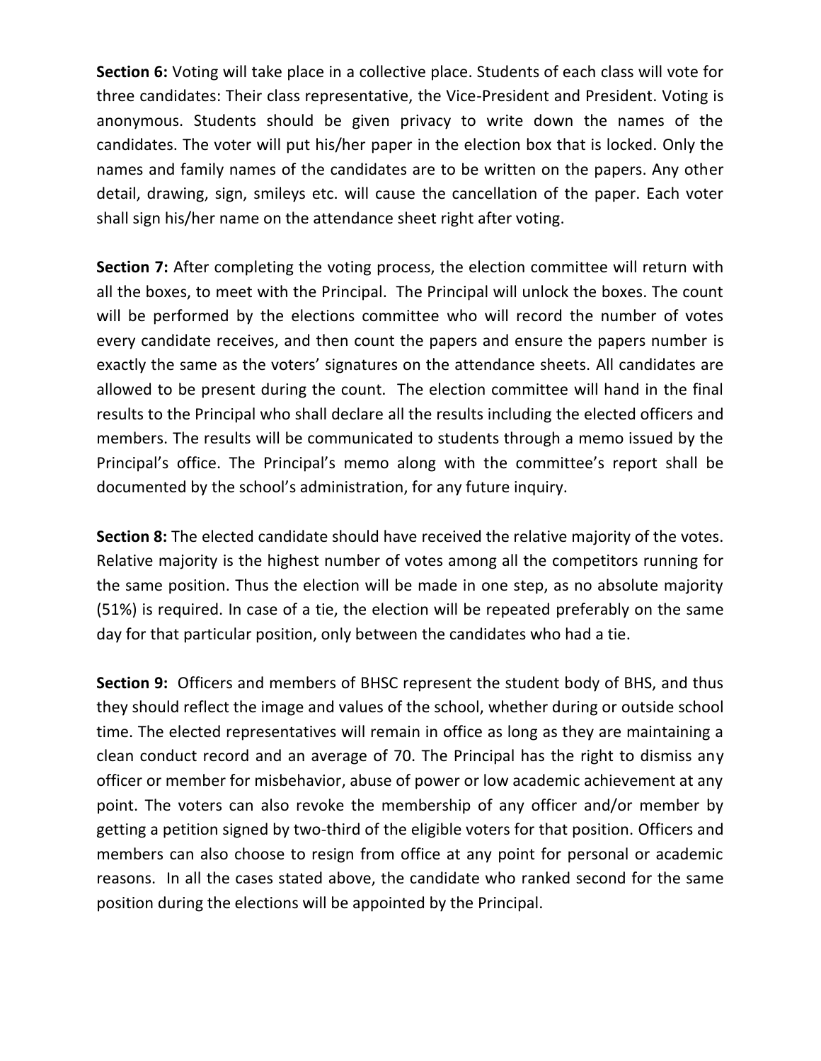**Section 6:** Voting will take place in a collective place. Students of each class will vote for three candidates: Their class representative, the Vice-President and President. Voting is anonymous. Students should be given privacy to write down the names of the candidates. The voter will put his/her paper in the election box that is locked. Only the names and family names of the candidates are to be written on the papers. Any other detail, drawing, sign, smileys etc. will cause the cancellation of the paper. Each voter shall sign his/her name on the attendance sheet right after voting.

**Section 7:** After completing the voting process, the election committee will return with all the boxes, to meet with the Principal. The Principal will unlock the boxes. The count will be performed by the elections committee who will record the number of votes every candidate receives, and then count the papers and ensure the papers number is exactly the same as the voters' signatures on the attendance sheets. All candidates are allowed to be present during the count. The election committee will hand in the final results to the Principal who shall declare all the results including the elected officers and members. The results will be communicated to students through a memo issued by the Principal's office. The Principal's memo along with the committee's report shall be documented by the school's administration, for any future inquiry.

**Section 8:** The elected candidate should have received the relative majority of the votes. Relative majority is the highest number of votes among all the competitors running for the same position. Thus the election will be made in one step, as no absolute majority (51%) is required. In case of a tie, the election will be repeated preferably on the same day for that particular position, only between the candidates who had a tie.

**Section 9:** Officers and members of BHSC represent the student body of BHS, and thus they should reflect the image and values of the school, whether during or outside school time. The elected representatives will remain in office as long as they are maintaining a clean conduct record and an average of 70. The Principal has the right to dismiss any officer or member for misbehavior, abuse of power or low academic achievement at any point. The voters can also revoke the membership of any officer and/or member by getting a petition signed by two-third of the eligible voters for that position. Officers and members can also choose to resign from office at any point for personal or academic reasons. In all the cases stated above, the candidate who ranked second for the same position during the elections will be appointed by the Principal.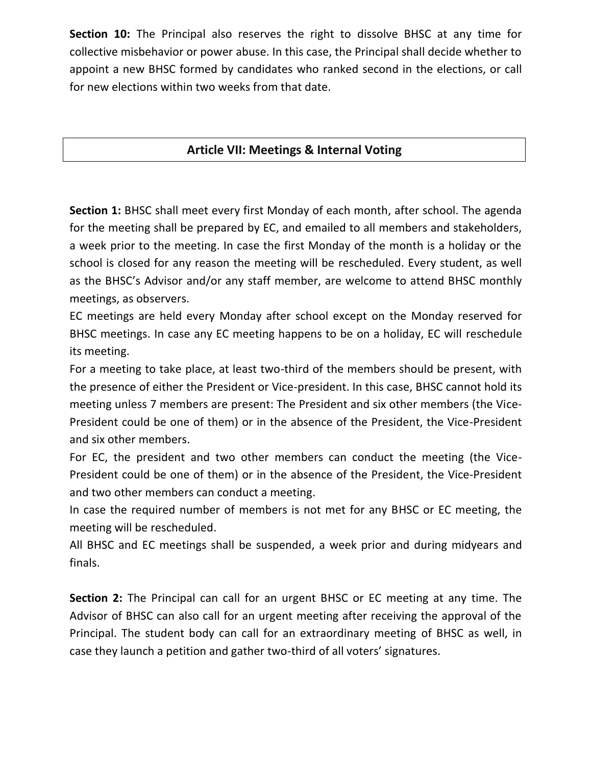**Section 10:** The Principal also reserves the right to dissolve BHSC at any time for collective misbehavior or power abuse. In this case, the Principal shall decide whether to appoint a new BHSC formed by candidates who ranked second in the elections, or call for new elections within two weeks from that date.

## Article VII: Meetings & Internal Voting

**Section 1:** BHSC shall meet every first Monday of each month, after school. The agenda for the meeting shall be prepared by EC, and emailed to all members and stakeholders, a week prior to the meeting. In case the first Monday of the month is a holiday or the school is closed for any reason the meeting will be rescheduled. Every student, as well as the BHSC's Advisor and/or any staff member, are welcome to attend BHSC monthly meetings, as observers.

EC meetings are held every Monday after school except on the Monday reserved for BHSC meetings. In case any EC meeting happens to be on a holiday, EC will reschedule its meeting.

For a meeting to take place, at least two-third of the members should be present, with the presence of either the President or Vice-president. In this case, BHSC cannot hold its meeting unless 7 members are present: The President and six other members (the Vice-President could be one of them) or in the absence of the President, the Vice-President and six other members.

For EC, the president and two other members can conduct the meeting (the Vice-President could be one of them) or in the absence of the President, the Vice-President and two other members can conduct a meeting.

In case the required number of members is not met for any BHSC or EC meeting, the meeting will be rescheduled.

All BHSC and EC meetings shall be suspended, a week prior and during midyears and finals.

**Section 2:** The Principal can call for an urgent BHSC or EC meeting at any time. The Advisor of BHSC can also call for an urgent meeting after receiving the approval of the Principal. The student body can call for an extraordinary meeting of BHSC as well, in case they launch a petition and gather two-third of all voters' signatures.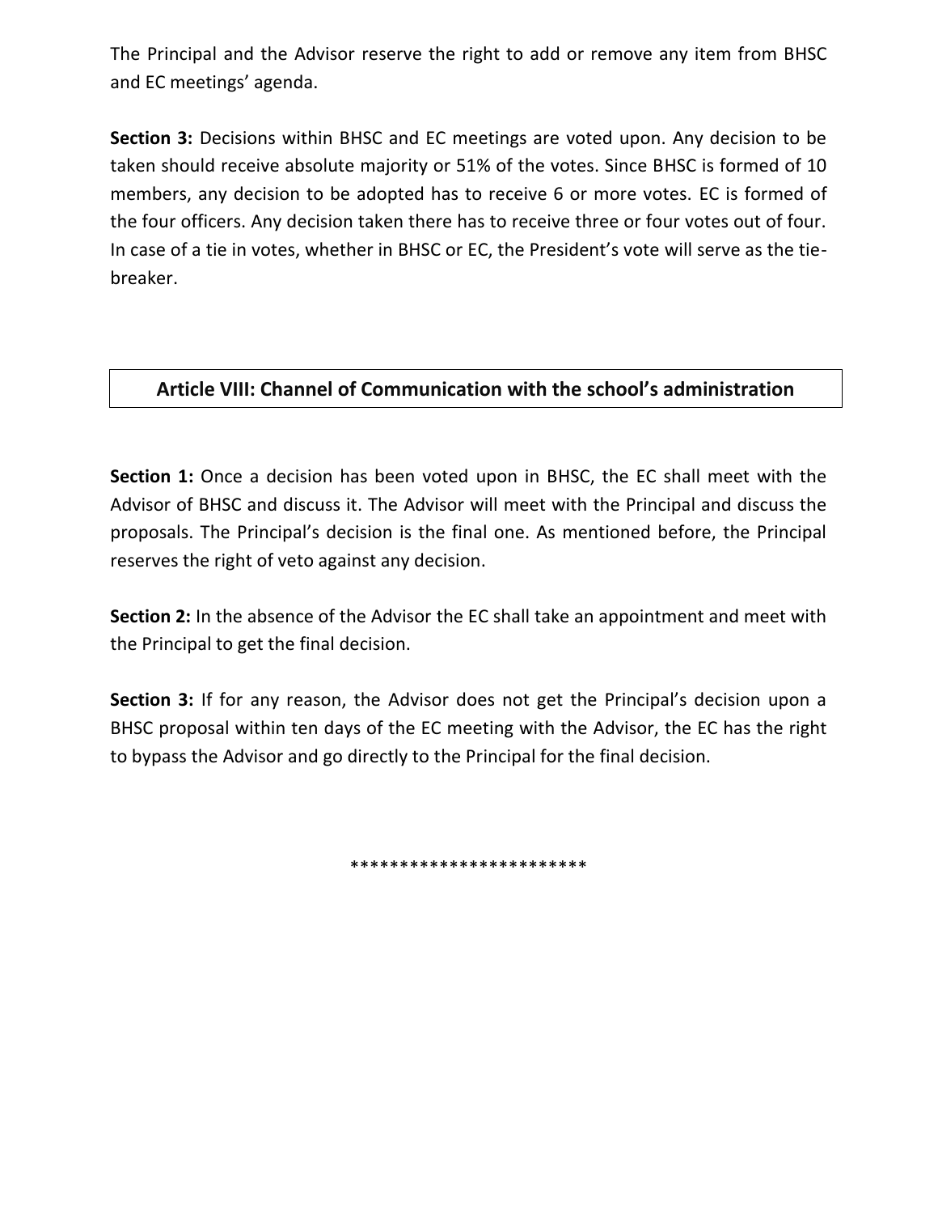The Principal and the Advisor reserve the right to add or remove any item from BHSC and EC meetings' agenda.

**Section 3:** Decisions within BHSC and EC meetings are voted upon. Any decision to be taken should receive absolute majority or 51% of the votes. Since BHSC is formed of 10 members, any decision to be adopted has to receive 6 or more votes. EC is formed of the four officers. Any decision taken there has to receive three or four votes out of four. In case of a tie in votes, whether in BHSC or EC, the President's vote will serve as the tie-breaker.

## Article VIII: Channel of Communication with the school's administration

**Section 1:** Once a decision has been voted upon in BHSC, the EC shall meet with the Advisor of BHSC and discuss it. The Advisor will meet with the Principal and discuss the proposals. The Principal's decision is the final one. As mentioned before, the Principal reserves the right of veto against any decision.

**Section 2:** In the absence of the Advisor the EC shall take an appointment and meet with the Principal to get the final decision.

**Section 3:** If for any reason, the Advisor does not get the Principal's decision upon a BHSC proposal within ten days of the EC meeting with the Advisor, the EC has the right to bypass the Advisor and go directly to the Principal for the final decision.

************************